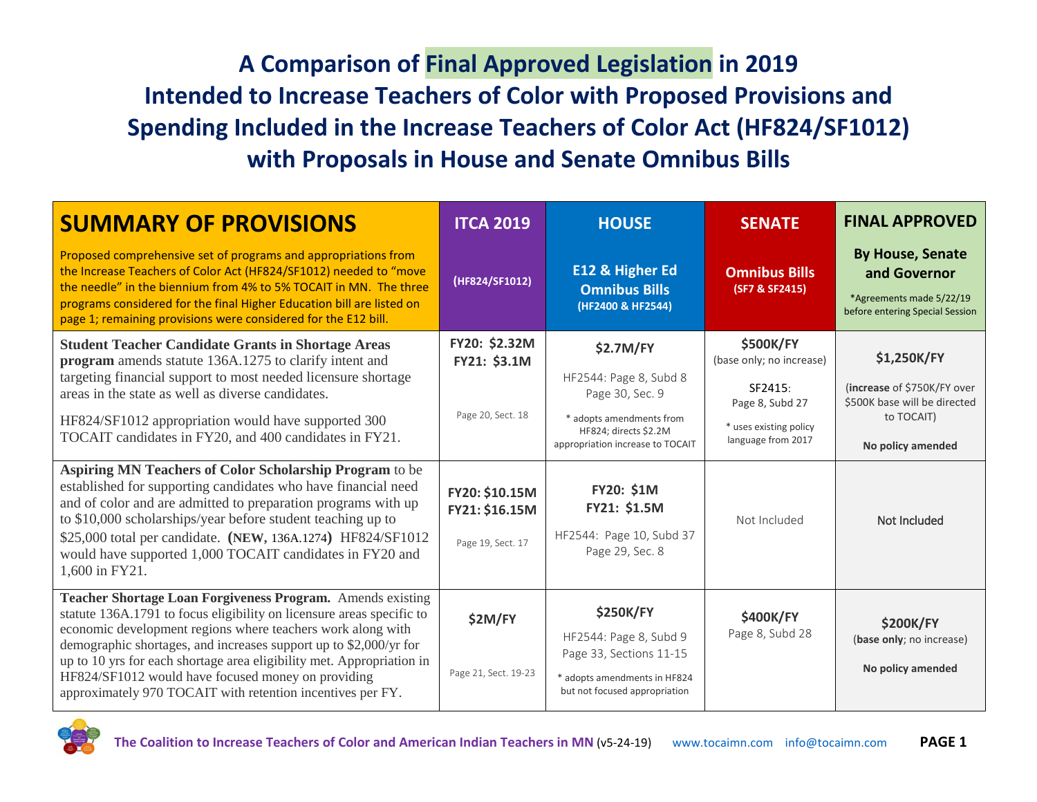# A Comparison of Final Approved Legislation in 2019 Intended to Increase Teachers of Color with Proposed Provisions and Spending Included in the Increase Teachers of Color Act (HF824/SF1012) with Proposals in House and Senate Omnibus Bills

| **SUMMARY OF PROVISIONS**<br>Proposed comprehensive set of programs and appropriations from the Increase Teachers of Color Act (HF824/SF1012) needed to "move the needle" in the biennium from 4% to 5% TOCAIT in MN. The three programs considered for the final Higher Education bill are listed on page 1; remaining provisions were considered for the E12 bill. | **ITCA 2019**<br>(HF824/SF1012) | **HOUSE**<br>**E12 & Higher Ed Omnibus Bills**<br>(HF2400 & HF2544) | **SENATE**<br>**Omnibus Bills**<br>(SF7 & SF2415) | **FINAL APPROVED**<br>**By House, Senate and Governor**<br>*Agreements made 5/22/19 before entering Special Session |
|---|---|---|---|---|
| **Student Teacher Candidate Grants in Shortage Areas program** amends statute 136A.1275 to clarify intent and targeting financial support to most needed licensure shortage areas in the state as well as diverse candidates.<br>HF824/SF1012 appropriation would have supported 300 TOCAIT candidates in FY20, and 400 candidates in FY21. | **FY20: $2.32M**<br>**FY21: $3.1M**<br>Page 20, Sect. 18 | **$2.7M/FY**<br>HF2544: Page 8, Subd 8<br>Page 30, Sec. 9<br>* adopts amendments from HF824; directs $2.2M appropriation increase to TOCAIT | **$500K/FY**<br>(base only; no increase)<br>SF2415:<br>Page 8, Subd 27<br>* uses existing policy language from 2017 | **$1,250K/FY**<br>(**increase** of $750K/FY over $500K base will be directed to TOCAIT)<br>**No policy amended** |
| **Aspiring MN Teachers of Color Scholarship Program** to be established for supporting candidates who have financial need and of color and are admitted to preparation programs with up to $10,000 scholarships/year before student teaching up to $25,000 total per candidate. **(NEW,** 136A.1274**)** HF824/SF1012 would have supported 1,000 TOCAIT candidates in FY20 and 1,600 in FY21. | **FY20: $10.15M**<br>**FY21: $16.15M**<br>Page 19, Sect. 17 | **FY20: $1M**<br>**FY21: $1.5M**<br>HF2544: Page 10, Subd 37<br>Page 29, Sec. 8 | Not Included | Not Included |
| **Teacher Shortage Loan Forgiveness Program.** Amends existing statute 136A.1791 to focus eligibility on licensure areas specific to economic development regions where teachers work along with demographic shortages, and increases support up to $2,000/yr for up to 10 yrs for each shortage area eligibility met. Appropriation in HF824/SF1012 would have focused money on providing approximately 970 TOCAIT with retention incentives per FY. | **$2M/FY**<br>Page 21, Sect. 19-23 | **$250K/FY**<br>HF2544: Page 8, Subd 9<br>Page 33, Sections 11-15<br>* adopts amendments in HF824 but not focused appropriation | **$400K/FY**<br>Page 8, Subd 28 | **$200K/FY**<br>(**base only**; no increase)<br>**No policy amended** |

The Coalition to Increase Teachers of Color and American Indian Teachers in MN (v5-24-19) www.tocaimn.com info@tocaimn.com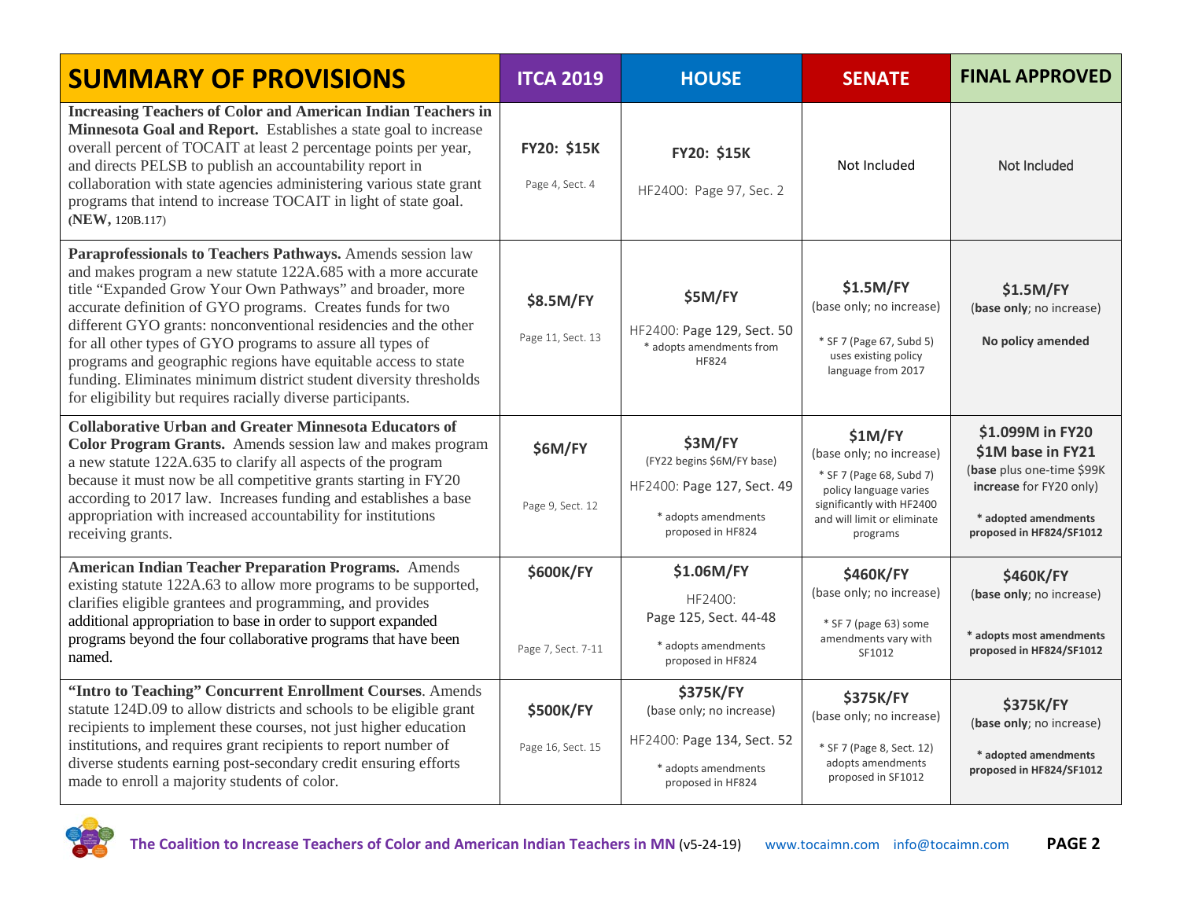| SUMMARY OF PROVISIONS | ITCA 2019 | HOUSE | SENATE | FINAL APPROVED |
|---|---|---|---|---|
| **Increasing Teachers of Color and American Indian Teachers in Minnesota Goal and Report.** Establishes a state goal to increase overall percent of TOCAIT at least 2 percentage points per year, and directs PELSB to publish an accountability report in collaboration with state agencies administering various state grant programs that intend to increase TOCAIT in light of state goal. (**NEW**, 120B.117) | **FY20: $15K**<br>Page 4, Sect. 4 | **FY20: $15K**<br>HF2400: Page 97, Sec. 2 | Not Included | Not Included |
| **Paraprofessionals to Teachers Pathways.** Amends session law and makes program a new statute 122A.685 with a more accurate title "Expanded Grow Your Own Pathways" and broader, more accurate definition of GYO programs. Creates funds for two different GYO grants: nonconventional residencies and the other for all other types of GYO programs to assure all types of programs and geographic regions have equitable access to state funding. Eliminates minimum district student diversity thresholds for eligibility but requires racially diverse participants. | **$8.5M/FY**<br>Page 11, Sect. 13 | **$5M/FY**<br>HF2400: Page 129, Sect. 50<br>* adopts amendments from HF824 | **$1.5M/FY**<br>(base only; no increase)<br>* SF 7 (Page 67, Subd 5) uses existing policy language from 2017 | **$1.5M/FY**<br>(**base only**; no increase)<br>**No policy amended** |
| **Collaborative Urban and Greater Minnesota Educators of Color Program Grants.** Amends session law and makes program a new statute 122A.635 to clarify all aspects of the program because it must now be all competitive grants starting in FY20 according to 2017 law. Increases funding and establishes a base appropriation with increased accountability for institutions receiving grants. | **$6M/FY**<br>Page 9, Sect. 12 | **$3M/FY**<br>(FY22 begins $6M/FY base)<br>HF2400: Page 127, Sect. 49<br>* adopts amendments proposed in HF824 | **$1M/FY**<br>(base only; no increase)<br>* SF 7 (Page 68, Subd 7) policy language varies significantly with HF2400 and will limit or eliminate programs | **$1.099M in FY20**<br>**$1M base in FY21**<br>(**base** plus one-time $99K **increase** for FY20 only)<br>**\* adopted amendments proposed in HF824/SF1012** |
| **American Indian Teacher Preparation Programs.** Amends existing statute 122A.63 to allow more programs to be supported, clarifies eligible grantees and programming, and provides additional appropriation to base in order to support expanded programs beyond the four collaborative programs that have been named. | **$600K/FY**<br>Page 7, Sect. 7-11 | **$1.06M/FY**<br>HF2400:<br>Page 125, Sect. 44-48<br>* adopts amendments proposed in HF824 | **$460K/FY**<br>(base only; no increase)<br>* SF 7 (page 63) some amendments vary with SF1012 | **$460K/FY**<br>(**base only**; no increase)<br>**\* adopts most amendments proposed in HF824/SF1012** |
| **"Intro to Teaching" Concurrent Enrollment Courses**. Amends statute 124D.09 to allow districts and schools to be eligible grant recipients to implement these courses, not just higher education institutions, and requires grant recipients to report number of diverse students earning post-secondary credit ensuring efforts made to enroll a majority students of color. | **$500K/FY**<br>Page 16, Sect. 15 | **$375K/FY**<br>(base only; no increase)<br>HF2400: Page 134, Sect. 52<br>* adopts amendments proposed in HF824 | **$375K/FY**<br>(base only; no increase)<br>* SF 7 (Page 8, Sect. 12) adopts amendments proposed in SF1012 | **$375K/FY**<br>(**base only**; no increase)<br>**\* adopted amendments proposed in HF824/SF1012** |

The Coalition to Increase Teachers of Color and American Indian Teachers in MN (v5-24-19) www.tocaimn.com info@tocaimn.com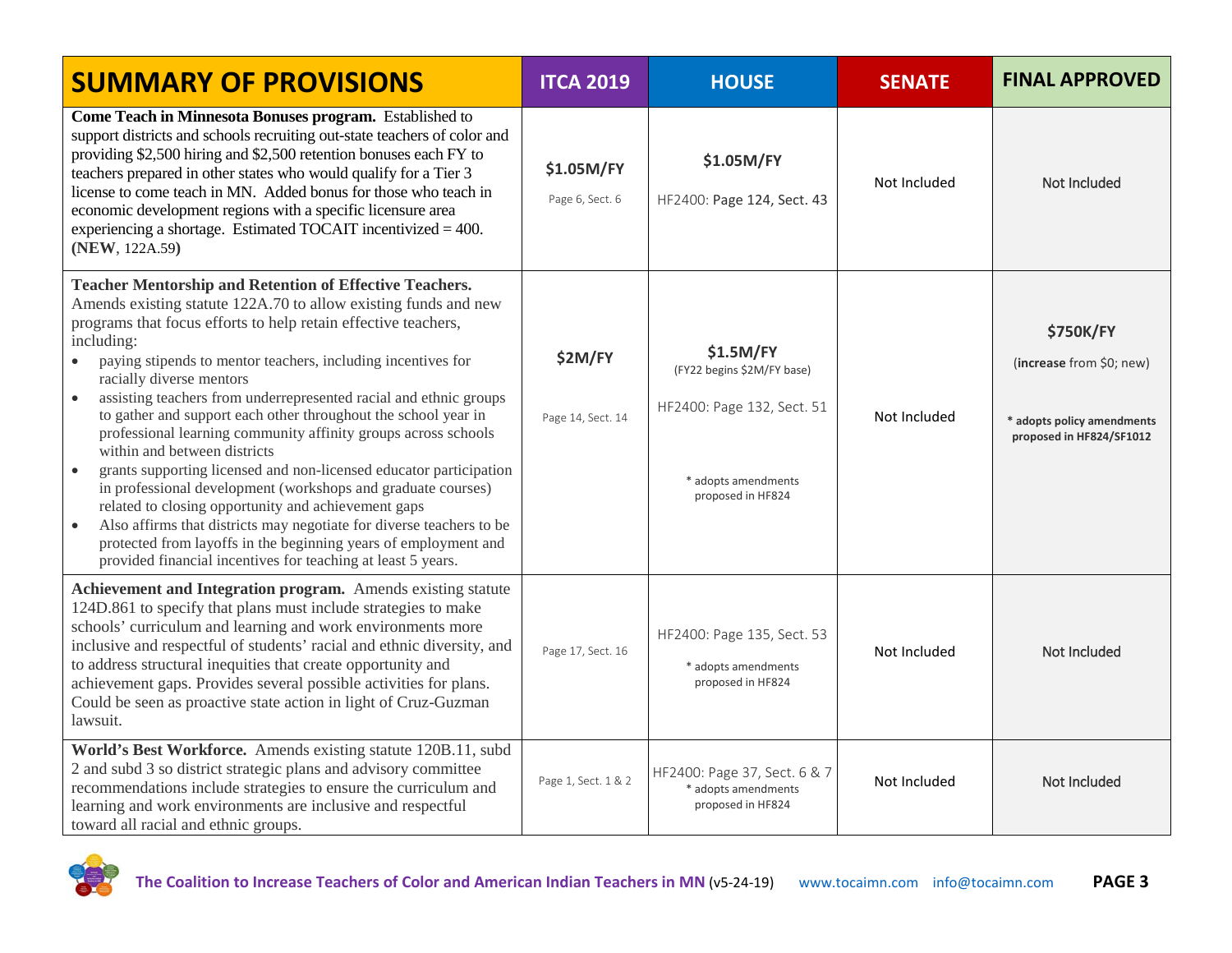| SUMMARY OF PROVISIONS | ITCA 2019 | HOUSE | SENATE | FINAL APPROVED |
|---|---|---|---|---|
| **Come Teach in Minnesota Bonuses program.** Established to support districts and schools recruiting out-state teachers of color and providing $2,500 hiring and $2,500 retention bonuses each FY to teachers prepared in other states who would qualify for a Tier 3 license to come teach in MN. Added bonus for those who teach in economic development regions with a specific licensure area experiencing a shortage. Estimated TOCAIT incentivized = 400. **(NEW**, 122A.59**)** | **$1.05M/FY** Page 6, Sect. 6 | **$1.05M/FY** HF2400: Page 124, Sect. 43 | Not Included | Not Included |
| **Teacher Mentorship and Retention of Effective Teachers.** Amends existing statute 122A.70 to allow existing funds and new programs that focus efforts to help retain effective teachers, including: <br>• paying stipends to mentor teachers, including incentives for racially diverse mentors <br>• assisting teachers from underrepresented racial and ethnic groups to gather and support each other throughout the school year in professional learning community affinity groups across schools within and between districts <br>• grants supporting licensed and non-licensed educator participation in professional development (workshops and graduate courses) related to closing opportunity and achievement gaps <br>• Also affirms that districts may negotiate for diverse teachers to be protected from layoffs in the beginning years of employment and provided financial incentives for teaching at least 5 years. | **$2M/FY** Page 14, Sect. 14 | **$1.5M/FY** (FY22 begins $2M/FY base) HF2400: Page 132, Sect. 51 * adopts amendments proposed in HF824 | Not Included | **$750K/FY** (**increase** from $0; new) **\* adopts policy amendments proposed in HF824/SF1012** |
| **Achievement and Integration program.** Amends existing statute 124D.861 to specify that plans must include strategies to make schools' curriculum and learning and work environments more inclusive and respectful of students' racial and ethnic diversity, and to address structural inequities that create opportunity and achievement gaps. Provides several possible activities for plans. Could be seen as proactive state action in light of Cruz-Guzman lawsuit. | Page 17, Sect. 16 | HF2400: Page 135, Sect. 53 * adopts amendments proposed in HF824 | Not Included | Not Included |
| **World's Best Workforce.** Amends existing statute 120B.11, subd 2 and subd 3 so district strategic plans and advisory committee recommendations include strategies to ensure the curriculum and learning and work environments are inclusive and respectful toward all racial and ethnic groups. | Page 1, Sect. 1 & 2 | HF2400: Page 37, Sect. 6 & 7 * adopts amendments proposed in HF824 | Not Included | Not Included |

**The Coalition to Increase Teachers of Color and American Indian Teachers in MN** (v5-24-19) www.tocaimn.com info@tocaimn.com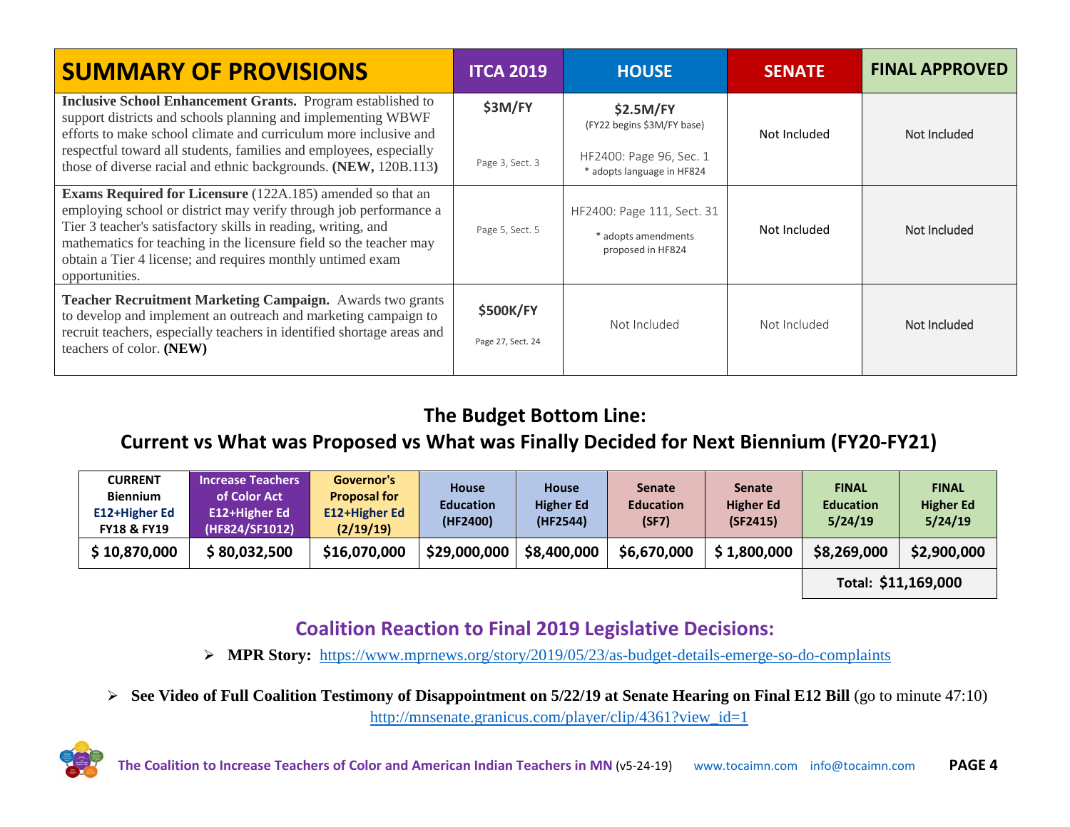| SUMMARY OF PROVISIONS | ITCA 2019 | HOUSE | SENATE | FINAL APPROVED |
|---|---|---|---|---|
| **Inclusive School Enhancement Grants.** Program established to support districts and schools planning and implementing WBWF efforts to make school climate and curriculum more inclusive and respectful toward all students, families and employees, especially those of diverse racial and ethnic backgrounds. **(NEW,** 120B.113**)** | **$3M/FY** Page 3, Sect. 3 | **$2.5M/FY** (FY22 begins $3M/FY base) HF2400: Page 96, Sec. 1 * adopts language in HF824 | Not Included | Not Included |
| **Exams Required for Licensure** (122A.185) amended so that an employing school or district may verify through job performance a Tier 3 teacher's satisfactory skills in reading, writing, and mathematics for teaching in the licensure field so the teacher may obtain a Tier 4 license; and requires monthly untimed exam opportunities. | Page 5, Sect. 5 | HF2400: Page 111, Sect. 31 * adopts amendments proposed in HF824 | Not Included | Not Included |
| **Teacher Recruitment Marketing Campaign.** Awards two grants to develop and implement an outreach and marketing campaign to recruit teachers, especially teachers in identified shortage areas and teachers of color. **(NEW)** | **$500K/FY** Page 27, Sect. 24 | Not Included | Not Included | Not Included |

## The Budget Bottom Line:
## Current vs What was Proposed vs What was Finally Decided for Next Biennium (FY20-FY21)

| CURRENT Biennium E12+Higher Ed FY18 & FY19 | Increase Teachers of Color Act E12+Higher Ed (HF824/SF1012) | Governor's Proposal for E12+Higher Ed (2/19/19) | House Education (HF2400) | House Higher Ed (HF2544) | Senate Education (SF7) | Senate Higher Ed (SF2415) | FINAL Education 5/24/19 | FINAL Higher Ed 5/24/19 |
|---|---|---|---|---|---|---|---|---|
| **$ 10,870,000** | **$ 80,032,500** | **$16,070,000** | **$29,000,000** | **$8,400,000** | **$6,670,000** | **$ 1,800,000** | **$8,269,000** | **$2,900,000** |
| | | | | | | | **Total: $11,169,000** | |

## Coalition Reaction to Final 2019 Legislative Decisions:

- **MPR Story:** https://www.mprnews.org/story/2019/05/23/as-budget-details-emerge-so-do-complaints
- **See Video of Full Coalition Testimony of Disappointment on 5/22/19 at Senate Hearing on Final E12 Bill** (go to minute 47:10) http://mnsenate.granicus.com/player/clip/4361?view_id=1